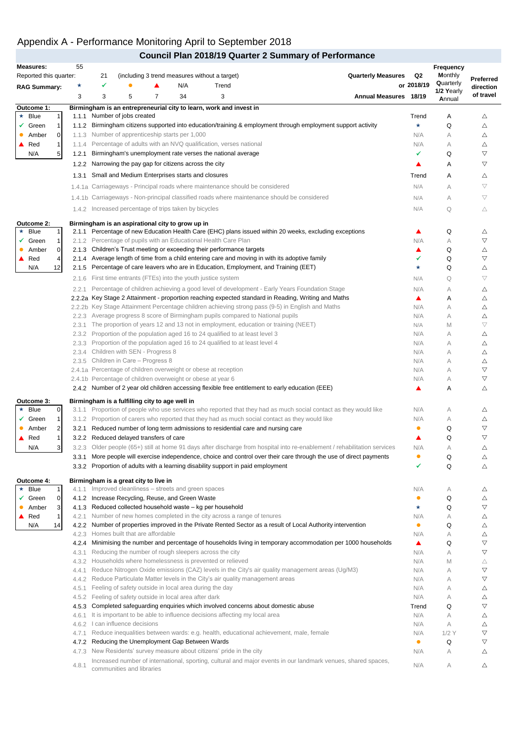# Appendix A - Performance Monitoring April to September 2018

## Council Plan 2018/19 Quarter 2 Summary of Performance

| | | | | | | |
|---|---|---|---|---|---|---|
| **Measures:** | 55 | | | | | |
| Reported this quarter: | 21 | (including 3 trend measures without a target) | | | | |
| **RAG Summary:** | ★ | ✓ | ● | ▲ | N/A | Trend |
| | 3 | 3 | 5 | 7 | 34 | 3 |

Quarterly Measures: Q2 or 2018/19; Annual Measures: 18/19. Frequency: **M**onthly, **Q**uarterly, **1/2 Y**early, **A**nnual. Preferred direction of travel.

### Outcome 1: Birmingham is an entrepreneurial city to learn, work and invest in

| Outcome 1 | |
|---|---|
| ★ Blue | 1 |
| ✓ Green | 1 |
| ● Amber | 0 |
| ▲ Red | 1 |
| N/A | 5 |

| Ref | Measure | Q2 or 2018/19 | Frequency | Preferred direction of travel |
|---|---|---|---|---|
| 1.1.1 | Number of jobs created | Trend | A | △ |
| 1.1.2 | Birmingham citizens supported into education/training & employment through employment support activity | ★ | Q | △ |
| 1.1.3 | Number of apprenticeship starts per 1,000 | N/A | A | △ |
| 1.1.4 | Percentage of adults with an NVQ qualification, verses national | N/A | A | △ |
| 1.2.1 | Birmingham's unemployment rate verses the national average | ✓ | Q | ▽ |
| 1.2.2 | Narrowing the pay gap for citizens across the city | ▲ | A | ▽ |
| 1.3.1 | Small and Medium Enterprises starts and closures | Trend | A | △ |
| 1.4.1a | Carriageways - Principal roads where maintenance should be considered | N/A | A | ▽ |
| 1.4.1b | Carriageways - Non-principal classified roads where maintenance should be considered | N/A | A | ▽ |
| 1.4.2 | Increased percentage of trips taken by bicycles | N/A | Q | △ |

### Outcome 2: Birmingham is an aspirational city to grow up in

| Outcome 2 | |
|---|---|
| ★ Blue | 1 |
| ✓ Green | 1 |
| ● Amber | 0 |
| ▲ Red | 4 |
| N/A | 12 |

| Ref | Measure | Q2 or 2018/19 | Frequency | Preferred direction of travel |
|---|---|---|---|---|
| 2.1.1 | Percentage of new Education Health Care (EHC) plans issued within 20 weeks, excluding exceptions | ▲ | Q | △ |
| 2.1.2 | Percentage of pupils with an Educational Health Care Plan | N/A | A | ▽ |
| 2.1.3 | Children's Trust meeting or exceeding their performance targets | ▲ | Q | △ |
| 2.1.4 | Average length of time from a child entering care and moving in with its adoptive family | ✓ | Q | ▽ |
| 2.1.5 | Percentage of care leavers who are in Education, Employment, and Training (EET) | ★ | Q | △ |
| 2.1.6 | First time entrants (FTEs) into the youth justice system | N/A | Q | ▽ |
| 2.2.1 | Percentage of children achieving a good level of development - Early Years Foundation Stage | N/A | A | △ |
| 2.2.2a | Key Stage 2 Attainment - proportion reaching expected standard in Reading, Writing and Maths | ▲ | A | △ |
| 2.2.2b | Key Stage Attainment Percentage children achieving strong pass (9-5) in English and Maths | N/A | A | △ |
| 2.2.3 | Average progress 8 score of Birmingham pupils compared to National pupils | N/A | A | △ |
| 2.3.1 | The proportion of years 12 and 13 not in employment, education or training (NEET) | N/A | M | ▽ |
| 2.3.2 | Proportion of the population aged 16 to 24 qualified to at least level 3 | N/A | A | △ |
| 2.3.3 | Proportion of the population aged 16 to 24 qualified to at least level 4 | N/A | A | △ |
| 2.3.4 | Children with SEN - Progress 8 | N/A | A | △ |
| 2.3.5 | Children in Care – Progress 8 | N/A | A | △ |
| 2.4.1a | Percentage of children overweight or obese at reception | N/A | A | ▽ |
| 2.4.1b | Percentage of children overweight or obese at year 6 | N/A | A | ▽ |
| 2.4.2 | Number of 2 year old children accessing flexible free entitlement to early education (EEE) | ▲ | A | △ |

### Outcome 3: Birmingham is a fulfilling city to age well in

| Outcome 3 | |
|---|---|
| ★ Blue | 0 |
| ✓ Green | 1 |
| ● Amber | 2 |
| ▲ Red | 1 |
| N/A | 3 |

| Ref | Measure | Q2 or 2018/19 | Frequency | Preferred direction of travel |
|---|---|---|---|---|
| 3.1.1 | Proportion of people who use services who reported that they had as much social contact as they would like | N/A | A | △ |
| 3.1.2 | Proportion of carers who reported that they had as much social contact as they would like | N/A | A | △ |
| 3.2.1 | Reduced number of long term admissions to residential care and nursing care | ● | Q | ▽ |
| 3.2.2 | Reduced delayed transfers of care | ▲ | Q | ▽ |
| 3.2.3 | Older people (65+) still at home 91 days after discharge from hospital into re-enablement / rehabilitation services | N/A | A | △ |
| 3.3.1 | More people will exercise independence, choice and control over their care through the use of direct payments | ● | Q | △ |
| 3.3.2 | Proportion of adults with a learning disability support in paid employment | ✓ | Q | △ |

### Outcome 4: Birmingham is a great city to live in

| Outcome 4 | |
|---|---|
| ★ Blue | 1 |
| ✓ Green | 0 |
| ● Amber | 3 |
| ▲ Red | 1 |
| N/A | 14 |

| Ref | Measure | Q2 or 2018/19 | Frequency | Preferred direction of travel |
|---|---|---|---|---|
| 4.1.1 | Improved cleanliness – streets and green spaces | N/A | A | △ |
| 4.1.2 | Increase Recycling, Reuse, and Green Waste | ● | Q | △ |
| 4.1.3 | Reduced collected household waste – kg per household | ★ | Q | ▽ |
| 4.2.1 | Number of new homes completed in the city across a range of tenures | N/A | A | △ |
| 4.2.2 | Number of properties improved in the Private Rented Sector as a result of Local Authority intervention | ● | Q | △ |
| 4.2.3 | Homes built that are affordable | N/A | A | △ |
| 4.2.4 | Minimising the number and percentage of households living in temporary accommodation per 1000 households | ▲ | Q | ▽ |
| 4.3.1 | Reducing the number of rough sleepers across the city | N/A | A | ▽ |
| 4.3.2 | Households where homelessness is prevented or relieved | N/A | M | △ |
| 4.4.1 | Reduce Nitrogen Oxide emissions (CAZ) levels in the City's air quality management areas (Ug/M3) | N/A | A | ▽ |
| 4.4.2 | Reduce Particulate Matter levels in the City's air quality management areas | N/A | A | ▽ |
| 4.5.1 | Feeling of safety outside in local area during the day | N/A | A | △ |
| 4.5.2 | Feeling of safety outside in local area after dark | N/A | A | △ |
| 4.5.3 | Completed safeguarding enquiries which involved concerns about domestic abuse | Trend | Q | ▽ |
| 4.6.1 | It is important to be able to influence decisions affecting my local area | N/A | A | △ |
| 4.6.2 | I can influence decisions | N/A | A | △ |
| 4.7.1 | Reduce inequalities between wards: e.g. health, educational achievement, male, female | N/A | 1/2 Y | ▽ |
| 4.7.2 | Reducing the Unemployment Gap Between Wards | ● | Q | ▽ |
| 4.7.3 | New Residents' survey measure about citizens' pride in the city | N/A | A | △ |
| 4.8.1 | Increased number of international, sporting, cultural and major events in our landmark venues, shared spaces, communities and libraries | N/A | A | △ |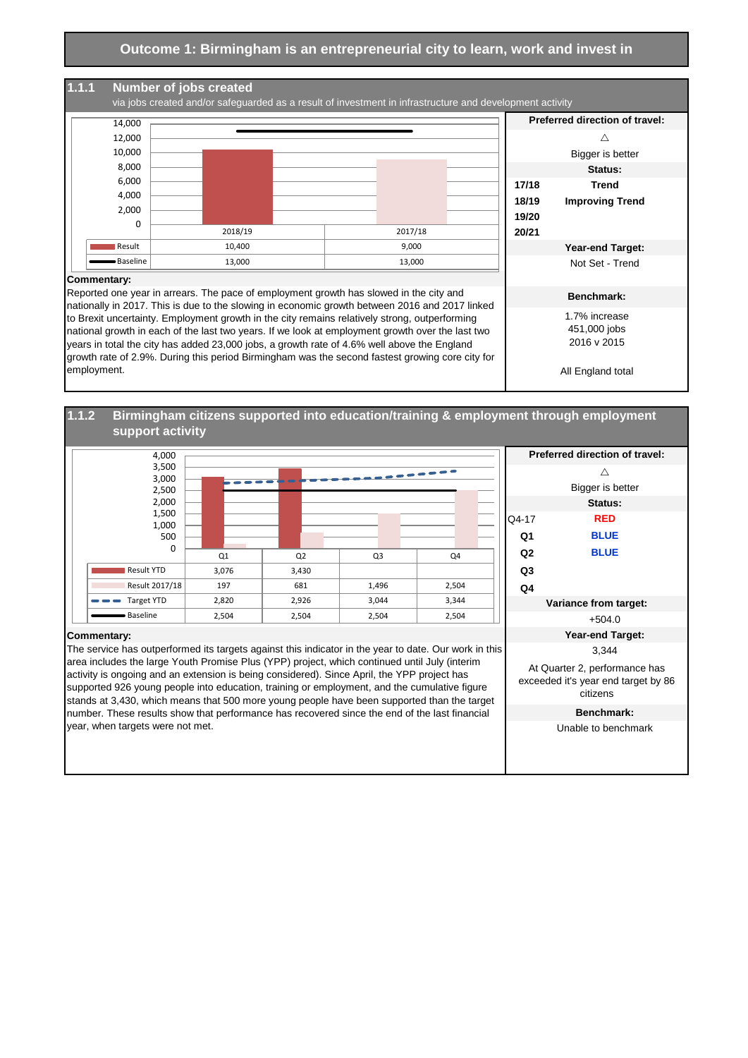# Outcome 1: Birmingham is an entrepreneurial city to learn, work and invest in

## 1.1.1 Number of jobs created

via jobs created and/or safeguarded as a result of investment in infrastructure and development activity

| | 2018/19 | 2017/18 |
|---|---|---|
| Result | 10,400 | 9,000 |
| Baseline | 13,000 | 13,000 |

**Preferred direction of travel:** △ Bigger is better

**Status:**

| | |
|---|---|
| 17/18 | Trend |
| 18/19 | Improving Trend |
| 19/20 | |
| 20/21 | |

**Year-end Target:** Not Set - Trend

**Commentary:**

Reported one year in arrears. The pace of employment growth has slowed in the city and nationally in 2017. This is due to the slowing in economic growth between 2016 and 2017 linked to Brexit uncertainty. Employment growth in the city remains relatively strong, outperforming national growth in each of the last two years. If we look at employment growth over the last two years in total the city has added 23,000 jobs, a growth rate of 4.6% well above the England growth rate of 2.9%. During this period Birmingham was the second fastest growing core city for employment.

**Benchmark:**

1.7% increase
451,000 jobs
2016 v 2015

All England total

## 1.1.2 Birmingham citizens supported into education/training & employment through employment support activity

| | Q1 | Q2 | Q3 | Q4 |
|---|---|---|---|---|
| Result YTD | 3,076 | 3,430 | | |
| Result 2017/18 | 197 | 681 | 1,496 | 2,504 |
| Target YTD | 2,820 | 2,926 | 3,044 | 3,344 |
| Baseline | 2,504 | 2,504 | 2,504 | 2,504 |

**Preferred direction of travel:** △ Bigger is better

**Status:**

| | |
|---|---|
| Q4-17 | RED |
| Q1 | BLUE |
| Q2 | BLUE |
| Q3 | |
| Q4 | |

**Variance from target:** +504.0

**Year-end Target:** 3,344

At Quarter 2, performance has exceeded it's year end target by 86 citizens

**Commentary:**

The service has outperformed its targets against this indicator in the year to date. Our work in this area includes the large Youth Promise Plus (YPP) project, which continued until July (interim activity is ongoing and an extension is being considered). Since April, the YPP project has supported 926 young people into education, training or employment, and the cumulative figure stands at 3,430, which means that 500 more young people have been supported than the target number. These results show that performance has recovered since the end of the last financial year, when targets were not met.

**Benchmark:** Unable to benchmark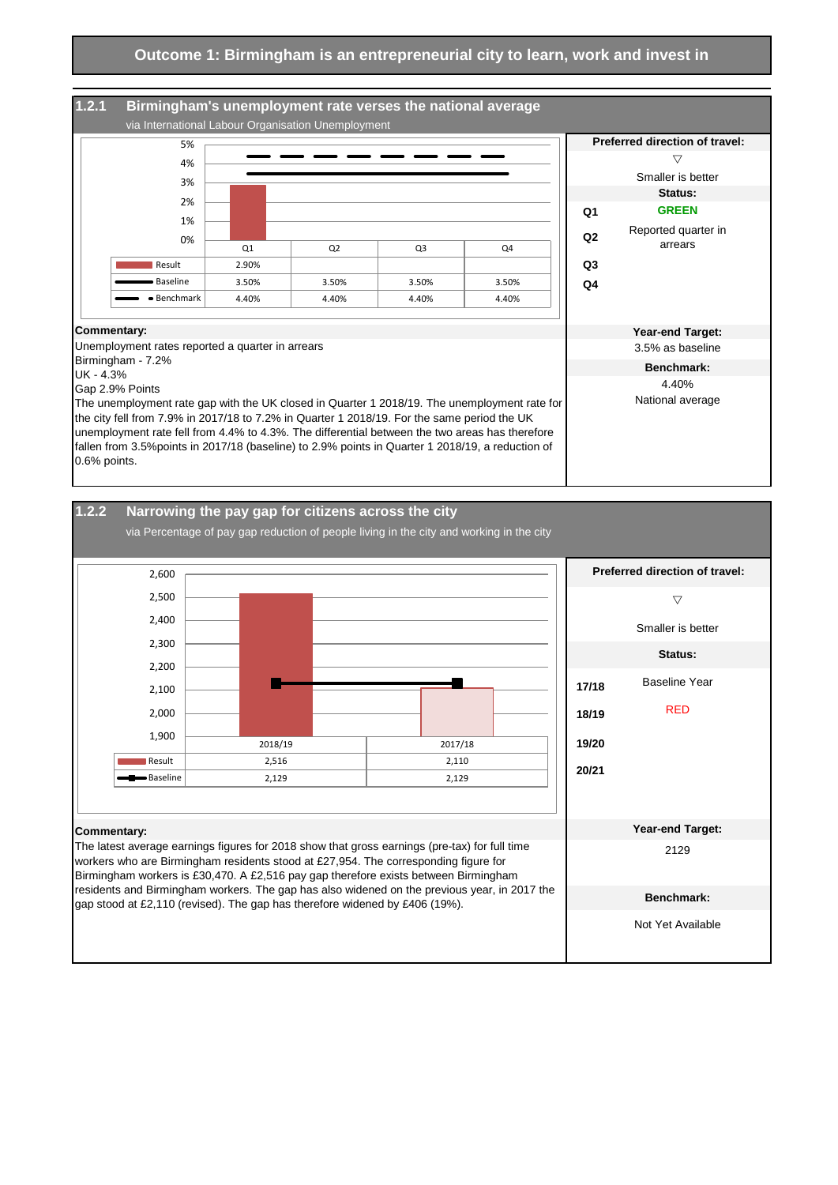## Outcome 1: Birmingham is an entrepreneurial city to learn, work and invest in

### 1.2.1 Birmingham's unemployment rate verses the national average

via International Labour Organisation Unemployment

| | Q1 | Q2 | Q3 | Q4 |
|---|---|---|---|---|
| Result | 2.90% | | | |
| Baseline | 3.50% | 3.50% | 3.50% | 3.50% |
| Benchmark | 4.40% | 4.40% | 4.40% | 4.40% |

**Preferred direction of travel:**

▽

Smaller is better

**Status:**

| | |
|---|---|
| Q1 | GREEN |
| Q2 | Reported quarter in arrears |
| Q3 | |
| Q4 | |

**Commentary:**

Unemployment rates reported a quarter in arrears
Birmingham - 7.2%
UK - 4.3%
Gap 2.9% Points
The unemployment rate gap with the UK closed in Quarter 1 2018/19. The unemployment rate for the city fell from 7.9% in 2017/18 to 7.2% in Quarter 1 2018/19. For the same period the UK unemployment rate fell from 4.4% to 4.3%. The differential between the two areas has therefore fallen from 3.5%points in 2017/18 (baseline) to 2.9% points in Quarter 1 2018/19, a reduction of 0.6% points.

**Year-end Target:**

3.5% as baseline

**Benchmark:**

4.40%
National average

### 1.2.2 Narrowing the pay gap for citizens across the city

via Percentage of pay gap reduction of people living in the city and working in the city

| | 2018/19 | 2017/18 |
|---|---|---|
| Result | 2,516 | 2,110 |
| Baseline | 2,129 | 2,129 |

**Preferred direction of travel:**

▽

Smaller is better

**Status:**

| | |
|---|---|
| 17/18 | Baseline Year |
| 18/19 | RED |
| 19/20 | |
| 20/21 | |

**Commentary:**

The latest average earnings figures for 2018 show that gross earnings (pre-tax) for full time workers who are Birmingham residents stood at £27,954. The corresponding figure for Birmingham workers is £30,470. A £2,516 pay gap therefore exists between Birmingham residents and Birmingham workers. The gap has also widened on the previous year, in 2017 the gap stood at £2,110 (revised). The gap has therefore widened by £406 (19%).

**Year-end Target:**

2129

**Benchmark:**

Not Yet Available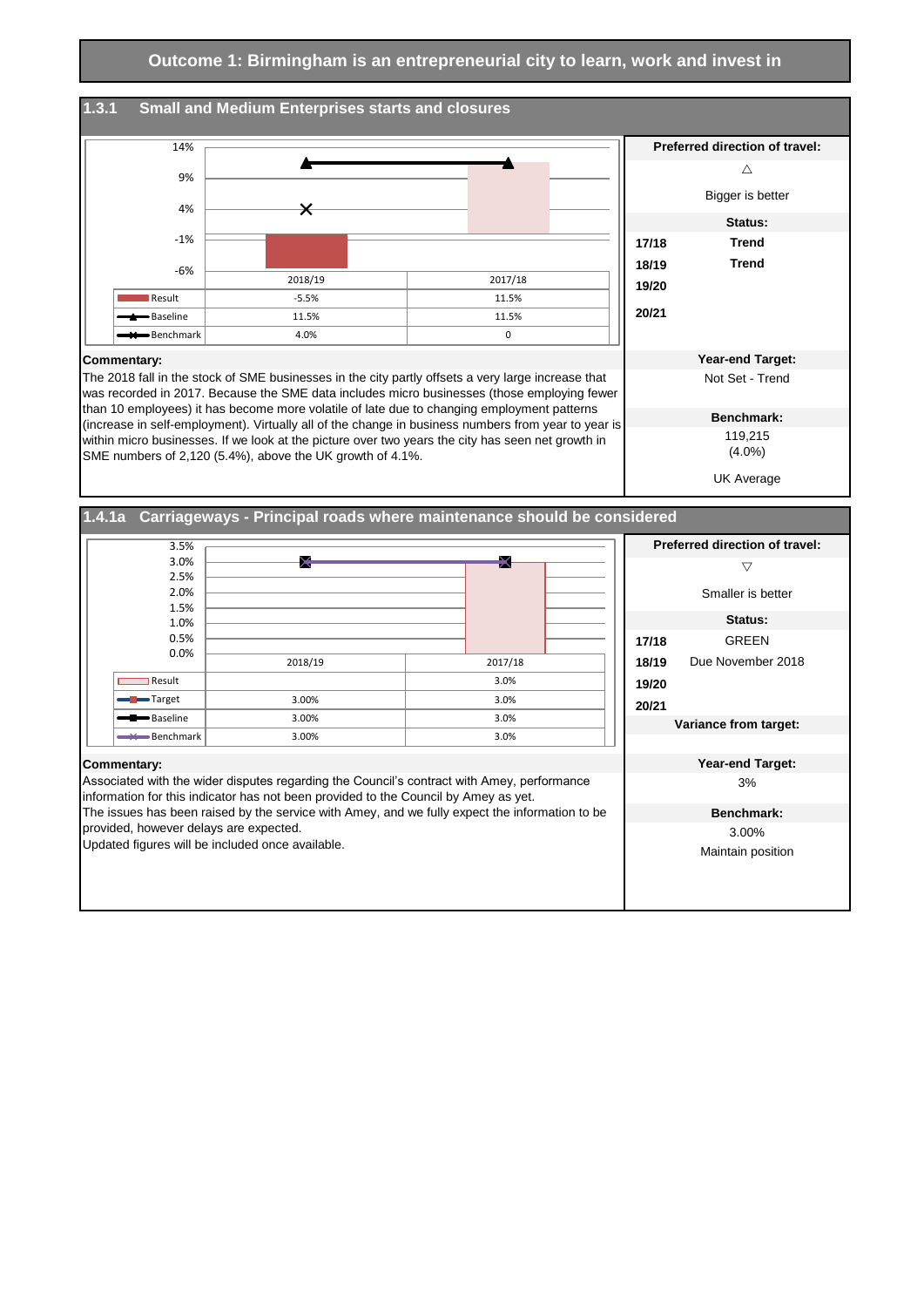# Outcome 1: Birmingham is an entrepreneurial city to learn, work and invest in

## 1.3.1 Small and Medium Enterprises starts and closures

| | 2018/19 | 2017/18 |
|---|---|---|
| Result | -5.5% | 11.5% |
| Baseline | 11.5% | 11.5% |
| Benchmark | 4.0% | 0 |

**Preferred direction of travel:** △ Bigger is better

**Status:**

| | |
|---|---|
| 17/18 | Trend |
| 18/19 | Trend |
| 19/20 | |
| 20/21 | |

**Commentary:**
The 2018 fall in the stock of SME businesses in the city partly offsets a very large increase that was recorded in 2017. Because the SME data includes micro businesses (those employing fewer than 10 employees) it has become more volatile of late due to changing employment patterns (increase in self-employment). Virtually all of the change in business numbers from year to year is within micro businesses. If we look at the picture over two years the city has seen net growth in SME numbers of 2,120 (5.4%), above the UK growth of 4.1%.

**Year-end Target:** Not Set - Trend

**Benchmark:** 119,215 (4.0%) UK Average

## 1.4.1a Carriageways - Principal roads where maintenance should be considered

| | 2018/19 | 2017/18 |
|---|---|---|
| Result | | 3.0% |
| Target | 3.00% | 3.0% |
| Baseline | 3.00% | 3.0% |
| Benchmark | 3.00% | 3.0% |

**Preferred direction of travel:** ▽ Smaller is better

**Status:**

| | |
|---|---|
| 17/18 | GREEN |
| 18/19 | Due November 2018 |
| 19/20 | |
| 20/21 | |

**Variance from target:**

**Commentary:**
Associated with the wider disputes regarding the Council's contract with Amey, performance information for this indicator has not been provided to the Council by Amey as yet.
The issues has been raised by the service with Amey, and we fully expect the information to be provided, however delays are expected.
Updated figures will be included once available.

**Year-end Target:** 3%

**Benchmark:** 3.00% Maintain position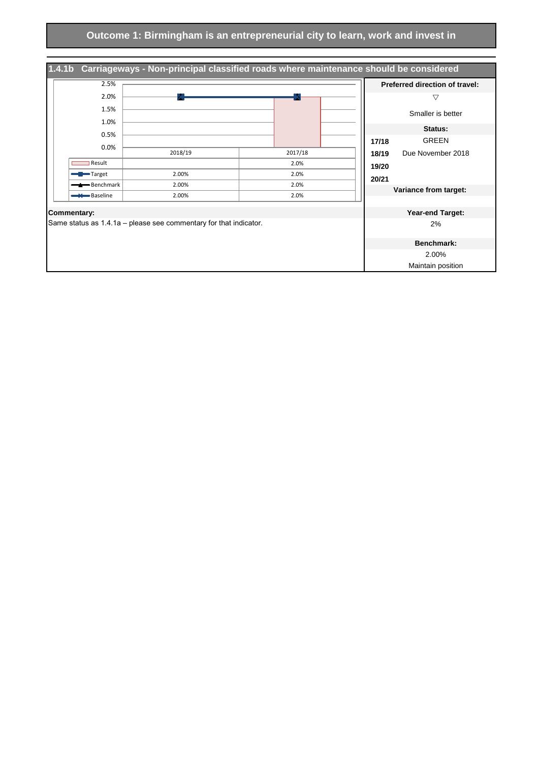# Outcome 1: Birmingham is an entrepreneurial city to learn, work and invest in

## 1.4.1b Carriageways - Non-principal classified roads where maintenance should be considered

| | 2018/19 | 2017/18 |
|---|---|---|
| Result | | 2.0% |
| Target | 2.00% | 2.0% |
| Benchmark | 2.00% | 2.0% |
| Baseline | 2.00% | 2.0% |

**Preferred direction of travel:**

▽

Smaller is better

**Status:**

| | |
|---|---|
| **17/18** | GREEN |
| **18/19** | Due November 2018 |
| **19/20** | |
| **20/21** | |

**Variance from target:**

**Commentary:**

Same status as 1.4.1a – please see commentary for that indicator.

**Year-end Target:**

2%

**Benchmark:**

2.00%

Maintain position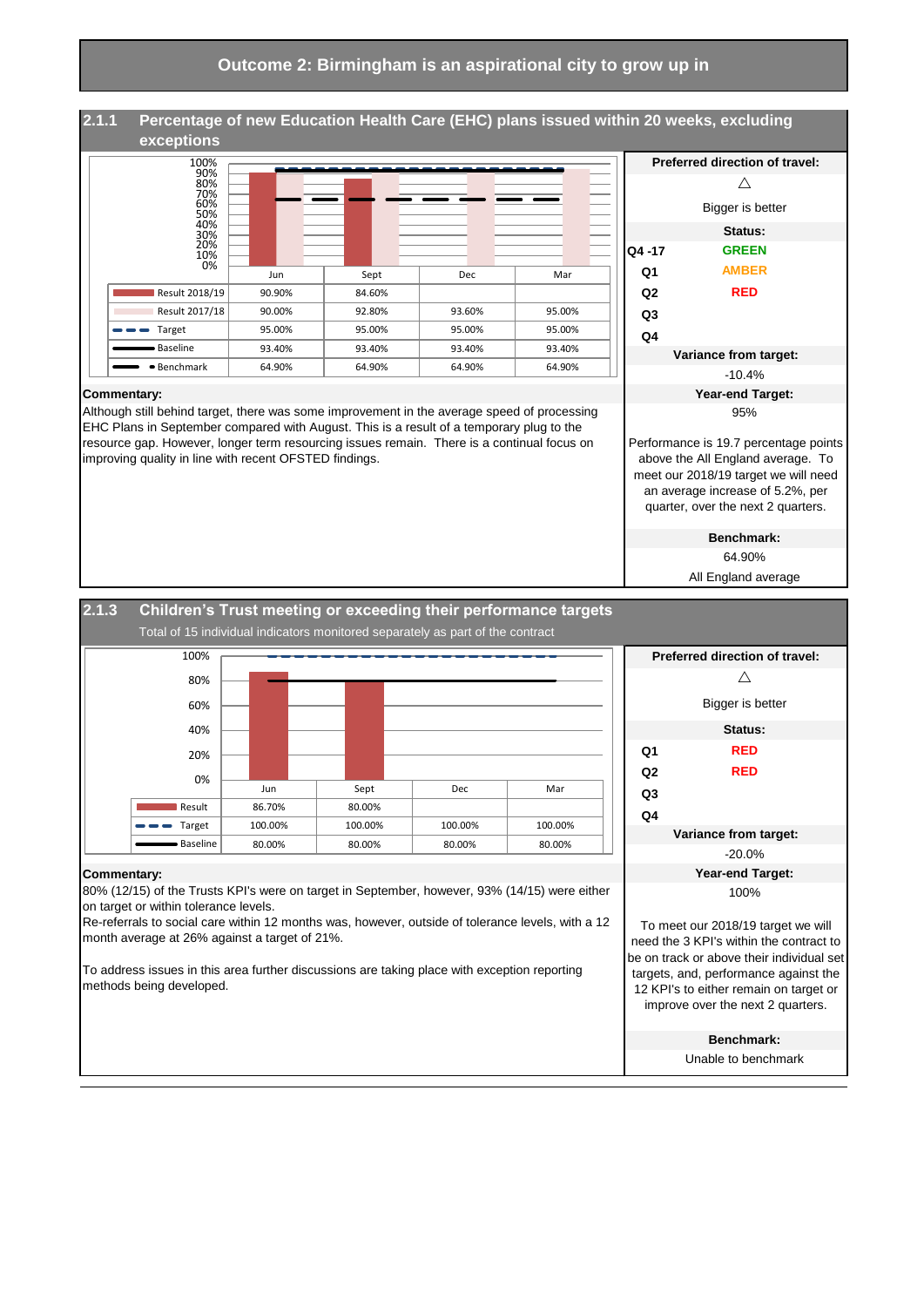# Outcome 2: Birmingham is an aspirational city to grow up in

## 2.1.1 Percentage of new Education Health Care (EHC) plans issued within 20 weeks, excluding exceptions

| | Jun | Sept | Dec | Mar |
|---|---|---|---|---|
| Result 2018/19 | 90.90% | 84.60% | | |
| Result 2017/18 | 90.00% | 92.80% | 93.60% | 95.00% |
| Target | 95.00% | 95.00% | 95.00% | 95.00% |
| Baseline | 93.40% | 93.40% | 93.40% | 93.40% |
| Benchmark | 64.90% | 64.90% | 64.90% | 64.90% |

**Preferred direction of travel:**

△

Bigger is better

**Status:**

| | |
|---|---|
| Q4 -17 | GREEN |
| Q1 | AMBER |
| Q2 | RED |
| Q3 | |
| Q4 | |

**Variance from target:**

-10.4%

**Year-end Target:**

95%

Performance is 19.7 percentage points above the All England average. To meet our 2018/19 target we will need an average increase of 5.2%, per quarter, over the next 2 quarters.

**Benchmark:**

64.90%

All England average

**Commentary:**

Although still behind target, there was some improvement in the average speed of processing EHC Plans in September compared with August. This is a result of a temporary plug to the resource gap. However, longer term resourcing issues remain. There is a continual focus on improving quality in line with recent OFSTED findings.

## 2.1.3 Children's Trust meeting or exceeding their performance targets

Total of 15 individual indicators monitored separately as part of the contract

| | Jun | Sept | Dec | Mar |
|---|---|---|---|---|
| Result | 86.70% | 80.00% | | |
| Target | 100.00% | 100.00% | 100.00% | 100.00% |
| Baseline | 80.00% | 80.00% | 80.00% | 80.00% |

**Preferred direction of travel:**

△

Bigger is better

**Status:**

| | |
|---|---|
| Q1 | RED |
| Q2 | RED |
| Q3 | |
| Q4 | |

**Variance from target:**

-20.0%

**Year-end Target:**

100%

To meet our 2018/19 target we will need the 3 KPI's within the contract to be on track or above their individual set targets, and, performance against the 12 KPI's to either remain on target or improve over the next 2 quarters.

**Benchmark:**

Unable to benchmark

**Commentary:**

80% (12/15) of the Trusts KPI's were on target in September, however, 93% (14/15) were either on target or within tolerance levels.

Re-referrals to social care within 12 months was, however, outside of tolerance levels, with a 12 month average at 26% against a target of 21%.

To address issues in this area further discussions are taking place with exception reporting methods being developed.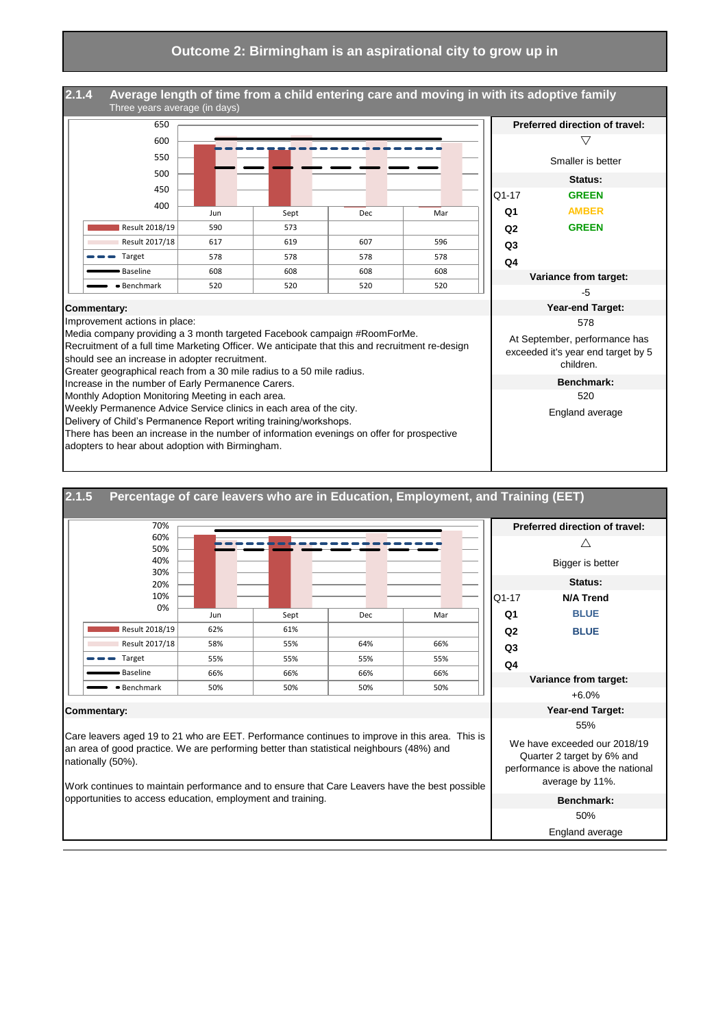# Outcome 2: Birmingham is an aspirational city to grow up in

## 2.1.4 Average length of time from a child entering care and moving in with its adoptive family

Three years average (in days)

| | Jun | Sept | Dec | Mar |
|---|---|---|---|---|
| Result 2018/19 | 590 | 573 | | |
| Result 2017/18 | 617 | 619 | 607 | 596 |
| Target | 578 | 578 | 578 | 578 |
| Baseline | 608 | 608 | 608 | 608 |
| Benchmark | 520 | 520 | 520 | 520 |

**Preferred direction of travel:** ▽ Smaller is better

**Status:**

| | |
|---|---|
| Q1-17 | GREEN |
| Q1 | AMBER |
| Q2 | GREEN |
| Q3 | |
| Q4 | |

**Variance from target:** -5

**Year-end Target:** 578

At September, performance has exceeded it's year end target by 5 children.

**Benchmark:** 520

England average

**Commentary:**

Improvement actions in place:
Media company providing a 3 month targeted Facebook campaign #RoomForMe.
Recruitment of a full time Marketing Officer. We anticipate that this and recruitment re-design should see an increase in adopter recruitment.
Greater geographical reach from a 30 mile radius to a 50 mile radius.
Increase in the number of Early Permanence Carers.
Monthly Adoption Monitoring Meeting in each area.
Weekly Permanence Advice Service clinics in each area of the city.
Delivery of Child's Permanence Report writing training/workshops.
There has been an increase in the number of information evenings on offer for prospective adopters to hear about adoption with Birmingham.

## 2.1.5 Percentage of care leavers who are in Education, Employment, and Training (EET)

| | Jun | Sept | Dec | Mar |
|---|---|---|---|---|
| Result 2018/19 | 62% | 61% | | |
| Result 2017/18 | 58% | 55% | 64% | 66% |
| Target | 55% | 55% | 55% | 55% |
| Baseline | 66% | 66% | 66% | 66% |
| Benchmark | 50% | 50% | 50% | 50% |

**Preferred direction of travel:** △ Bigger is better

**Status:**

| | |
|---|---|
| Q1-17 | N/A Trend |
| Q1 | BLUE |
| Q2 | BLUE |
| Q3 | |
| Q4 | |

**Variance from target:** +6.0%

**Year-end Target:** 55%

We have exceeded our 2018/19 Quarter 2 target by 6% and performance is above the national average by 11%.

**Benchmark:** 50%

England average

**Commentary:**

Care leavers aged 19 to 21 who are EET. Performance continues to improve in this area. This is an area of good practice. We are performing better than statistical neighbours (48%) and nationally (50%).

Work continues to maintain performance and to ensure that Care Leavers have the best possible opportunities to access education, employment and training.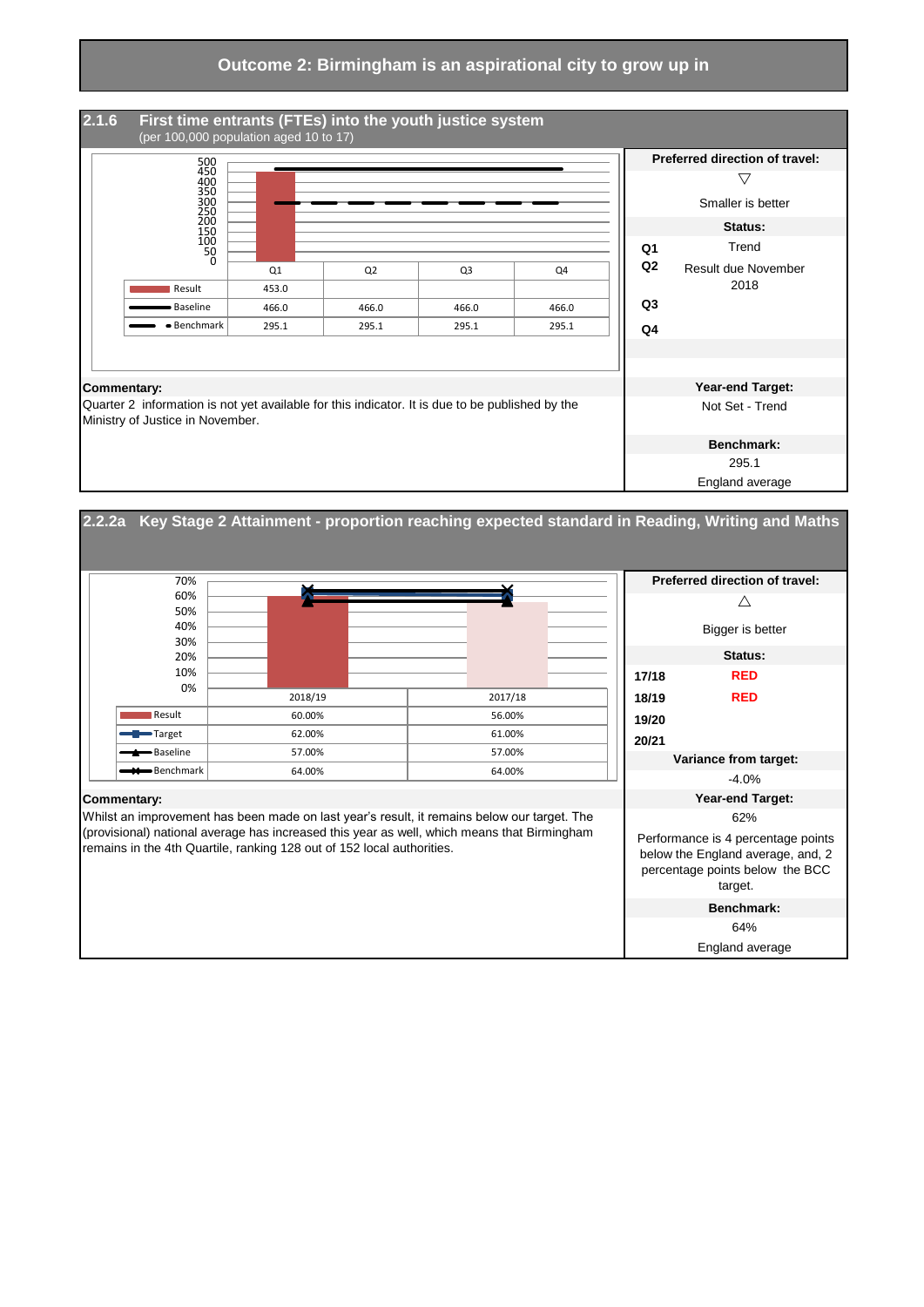# Outcome 2: Birmingham is an aspirational city to grow up in

## 2.1.6 First time entrants (FTEs) into the youth justice system

(per 100,000 population aged 10 to 17)

| | Q1 | Q2 | Q3 | Q4 |
|---|---|---|---|---|
| Result | 453.0 | | | |
| Baseline | 466.0 | 466.0 | 466.0 | 466.0 |
| Benchmark | 295.1 | 295.1 | 295.1 | 295.1 |

**Preferred direction of travel:** ▽ Smaller is better

**Status:**

| | |
|---|---|
| Q1 | Trend |
| Q2 | Result due November 2018 |
| Q3 | |
| Q4 | |

**Commentary:**
Quarter 2 information is not yet available for this indicator. It is due to be published by the Ministry of Justice in November.

**Year-end Target:** Not Set - Trend

**Benchmark:** 295.1 England average

## 2.2.2a Key Stage 2 Attainment - proportion reaching expected standard in Reading, Writing and Maths

| | 2018/19 | 2017/18 |
|---|---|---|
| Result | 60.00% | 56.00% |
| Target | 62.00% | 61.00% |
| Baseline | 57.00% | 57.00% |
| Benchmark | 64.00% | 64.00% |

**Preferred direction of travel:** △ Bigger is better

**Status:**

| | |
|---|---|
| 17/18 | RED |
| 18/19 | RED |
| 19/20 | |
| 20/21 | |

**Variance from target:** -4.0%

**Commentary:**
Whilst an improvement has been made on last year's result, it remains below our target. The (provisional) national average has increased this year as well, which means that Birmingham remains in the 4th Quartile, ranking 128 out of 152 local authorities.

**Year-end Target:** 62%

Performance is 4 percentage points below the England average, and, 2 percentage points below the BCC target.

**Benchmark:** 64% England average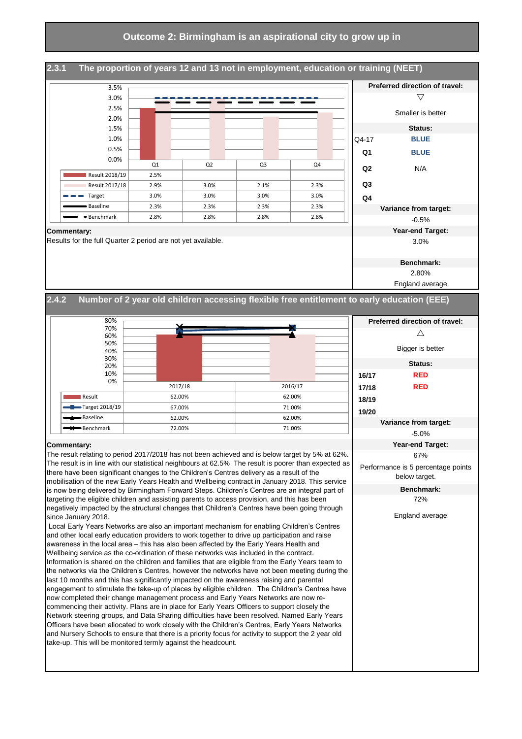# Outcome 2: Birmingham is an aspirational city to grow up in

## 2.3.1 The proportion of years 12 and 13 not in employment, education or training (NEET)

| | Q1 | Q2 | Q3 | Q4 |
|---|---|---|---|---|
| Result 2018/19 | 2.5% | | | |
| Result 2017/18 | 2.9% | 3.0% | 2.1% | 2.3% |
| Target | 3.0% | 3.0% | 3.0% | 3.0% |
| Baseline | 2.3% | 2.3% | 2.3% | 2.3% |
| Benchmark | 2.8% | 2.8% | 2.8% | 2.8% |

**Preferred direction of travel:** ▽ Smaller is better

**Status:**

| | |
|---|---|
| Q4-17 | BLUE |
| Q1 | BLUE |
| Q2 | N/A |
| Q3 | |
| Q4 | |

**Variance from target:** -0.5%

**Year-end Target:** 3.0%

**Benchmark:** 2.80%

England average

**Commentary:**

Results for the full Quarter 2 period are not yet available.

## 2.4.2 Number of 2 year old children accessing flexible free entitlement to early education (EEE)

| | 2017/18 | 2016/17 |
|---|---|---|
| Result | 62.00% | 62.00% |
| Target 2018/19 | 67.00% | 71.00% |
| Baseline | 62.00% | 62.00% |
| Benchmark | 72.00% | 71.00% |

**Preferred direction of travel:** △ Bigger is better

**Status:**

| | |
|---|---|
| 16/17 | RED |
| 17/18 | RED |
| 18/19 | |
| 19/20 | |

**Variance from target:** -5.0%

**Year-end Target:** 67%

Performance is 5 percentage points below target.

**Benchmark:** 72%

England average

**Commentary:**

The result relating to period 2017/2018 has not been achieved and is below target by 5% at 62%. The result is in line with our statistical neighbours at 62.5% The result is poorer than expected as there have been significant changes to the Children's Centres delivery as a result of the mobilisation of the new Early Years Health and Wellbeing contract in January 2018. This service is now being delivered by Birmingham Forward Steps. Children's Centres are an integral part of targeting the eligible children and assisting parents to access provision, and this has been negatively impacted by the structural changes that Children's Centres have been going through since January 2018.

Local Early Years Networks are also an important mechanism for enabling Children's Centres and other local early education providers to work together to drive up participation and raise awareness in the local area – this has also been affected by the Early Years Health and Wellbeing service as the co-ordination of these networks was included in the contract. Information is shared on the children and families that are eligible from the Early Years team to the networks via the Children's Centres, however the networks have not been meeting during the last 10 months and this has significantly impacted on the awareness raising and parental engagement to stimulate the take-up of places by eligible children. The Children's Centres have now completed their change management process and Early Years Networks are now re-commencing their activity. Plans are in place for Early Years Officers to support closely the Network steering groups, and Data Sharing difficulties have been resolved. Named Early Years Officers have been allocated to work closely with the Children's Centres, Early Years Networks and Nursery Schools to ensure that there is a priority focus for activity to support the 2 year old take-up. This will be monitored termly against the headcount.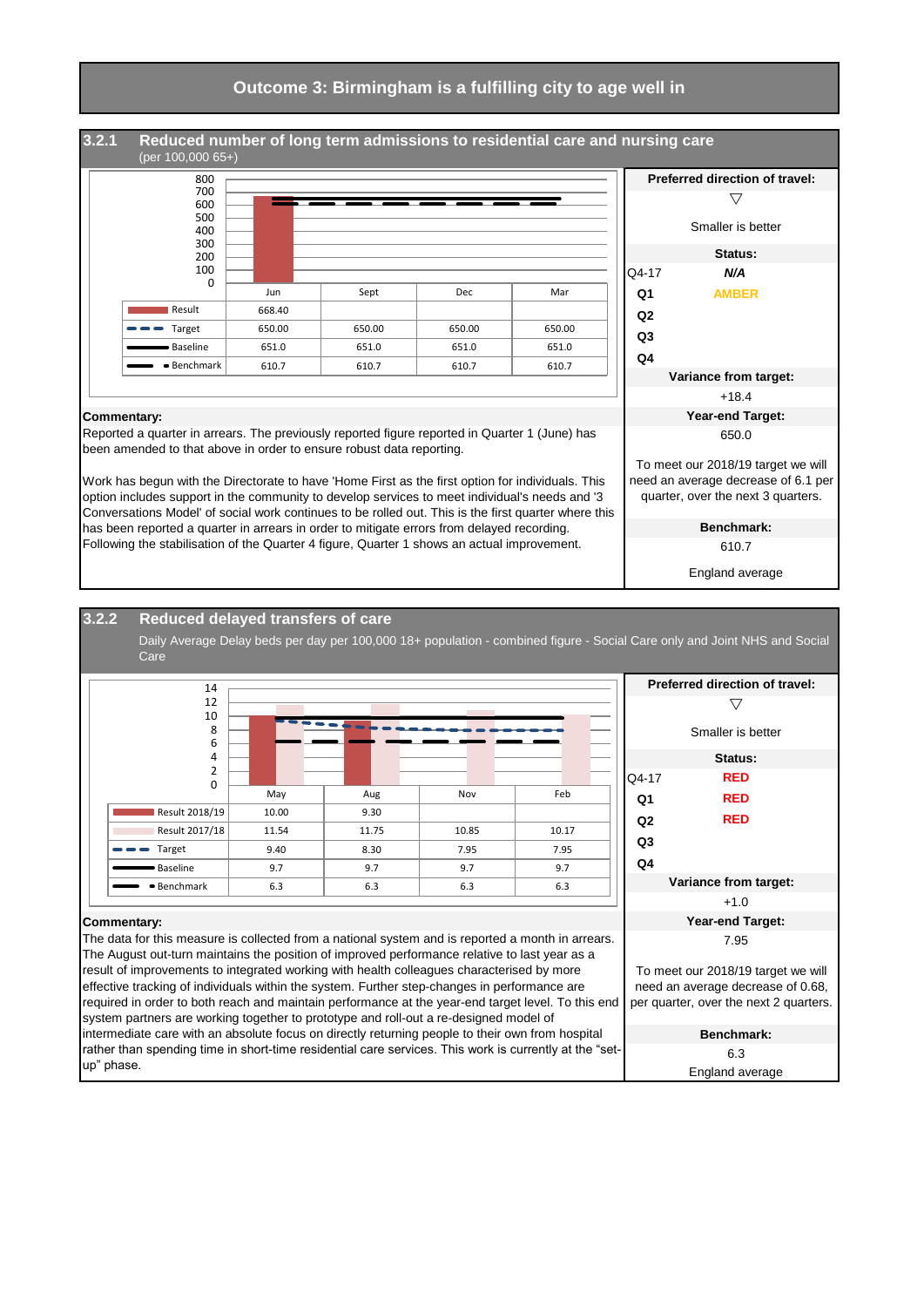# Outcome 3: Birmingham is a fulfilling city to age well in

## 3.2.1 Reduced number of long term admissions to residential care and nursing care

(per 100,000 65+)

| | Jun | Sept | Dec | Mar |
|---|---|---|---|---|
| Result | 668.40 | | | |
| Target | 650.00 | 650.00 | 650.00 | 650.00 |
| Baseline | 651.0 | 651.0 | 651.0 | 651.0 |
| Benchmark | 610.7 | 610.7 | 610.7 | 610.7 |

**Preferred direction of travel:** ▽ Smaller is better

**Status:**

| | |
|---|---|
| Q4-17 | *N/A* |
| Q1 | AMBER |
| Q2 | |
| Q3 | |
| Q4 | |

**Variance from target:** +18.4

**Year-end Target:** 650.0

To meet our 2018/19 target we will need an average decrease of 6.1 per quarter, over the next 3 quarters.

**Benchmark:** 610.7

England average

**Commentary:**

Reported a quarter in arrears. The previously reported figure reported in Quarter 1 (June) has been amended to that above in order to ensure robust data reporting.

Work has begun with the Directorate to have 'Home First as the first option for individuals. This option includes support in the community to develop services to meet individual's needs and '3 Conversations Model' of social work continues to be rolled out. This is the first quarter where this has been reported a quarter in arrears in order to mitigate errors from delayed recording. Following the stabilisation of the Quarter 4 figure, Quarter 1 shows an actual improvement.

## 3.2.2 Reduced delayed transfers of care

Daily Average Delay beds per day per 100,000 18+ population - combined figure - Social Care only and Joint NHS and Social Care

| | May | Aug | Nov | Feb |
|---|---|---|---|---|
| Result 2018/19 | 10.00 | 9.30 | | |
| Result 2017/18 | 11.54 | 11.75 | 10.85 | 10.17 |
| Target | 9.40 | 8.30 | 7.95 | 7.95 |
| Baseline | 9.7 | 9.7 | 9.7 | 9.7 |
| Benchmark | 6.3 | 6.3 | 6.3 | 6.3 |

**Preferred direction of travel:** ▽ Smaller is better

**Status:**

| | |
|---|---|
| Q4-17 | RED |
| Q1 | RED |
| Q2 | RED |
| Q3 | |
| Q4 | |

**Variance from target:** +1.0

**Year-end Target:** 7.95

To meet our 2018/19 target we will need an average decrease of 0.68, per quarter, over the next 2 quarters.

**Benchmark:** 6.3

England average

**Commentary:**

The data for this measure is collected from a national system and is reported a month in arrears. The August out-turn maintains the position of improved performance relative to last year as a result of improvements to integrated working with health colleagues characterised by more effective tracking of individuals within the system. Further step-changes in performance are required in order to both reach and maintain performance at the year-end target level. To this end system partners are working together to prototype and roll-out a re-designed model of intermediate care with an absolute focus on directly returning people to their own from hospital rather than spending time in short-time residential care services. This work is currently at the "set-up" phase.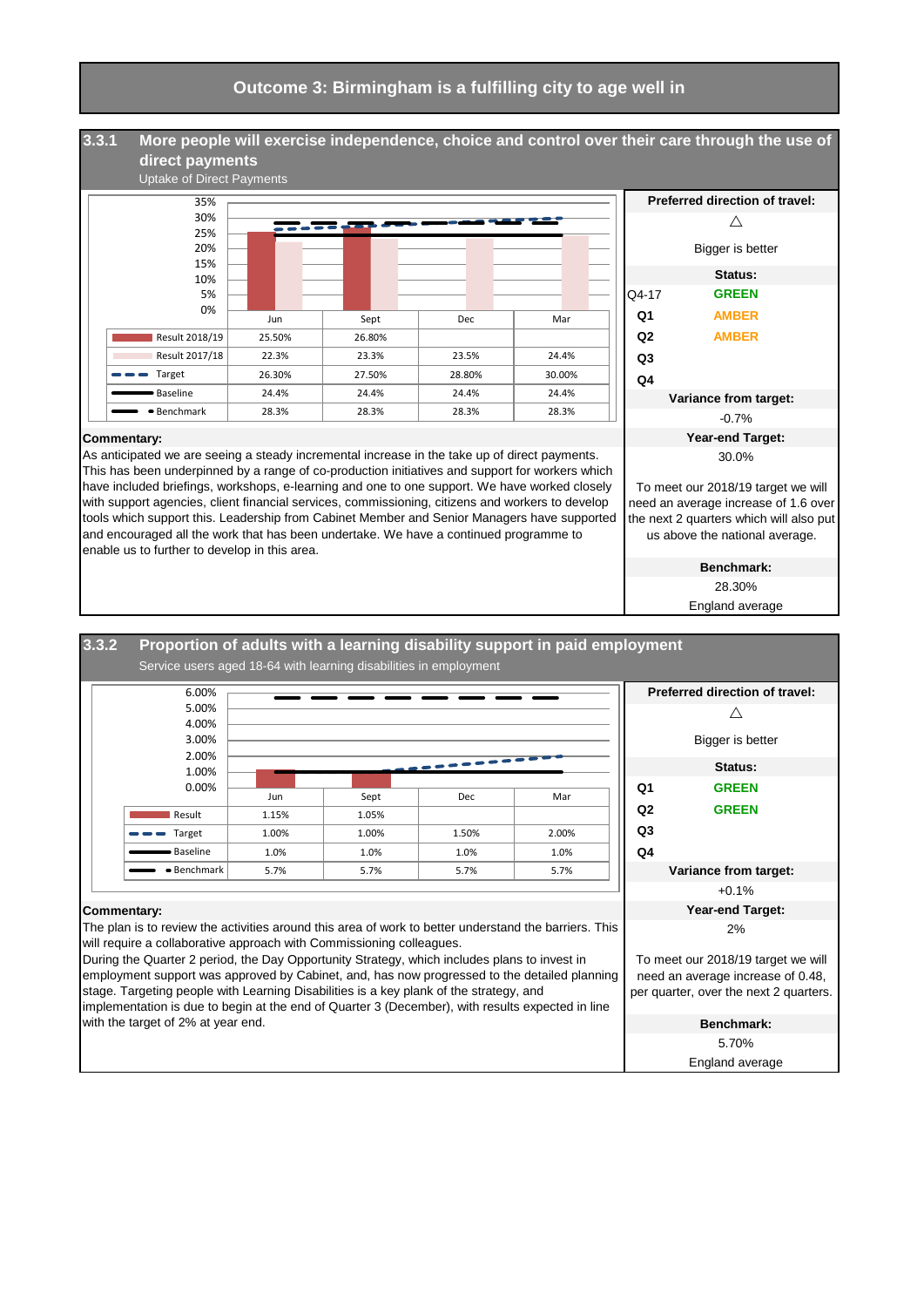# Outcome 3: Birmingham is a fulfilling city to age well in

## 3.3.1 More people will exercise independence, choice and control over their care through the use of direct payments

Uptake of Direct Payments

| | Jun | Sept | Dec | Mar |
|---|---|---|---|---|
| Result 2018/19 | 25.50% | 26.80% | | |
| Result 2017/18 | 22.3% | 23.3% | 23.5% | 24.4% |
| Target | 26.30% | 27.50% | 28.80% | 30.00% |
| Baseline | 24.4% | 24.4% | 24.4% | 24.4% |
| Benchmark | 28.3% | 28.3% | 28.3% | 28.3% |

**Preferred direction of travel:** △

Bigger is better

**Status:**

| | |
|---|---|
| Q4-17 | GREEN |
| Q1 | AMBER |
| Q2 | AMBER |
| Q3 | |
| Q4 | |

**Variance from target:** -0.7%

**Year-end Target:** 30.0%

To meet our 2018/19 target we will need an average increase of 1.6 over the next 2 quarters which will also put us above the national average.

**Benchmark:** 28.30%

England average

**Commentary:**

As anticipated we are seeing a steady incremental increase in the take up of direct payments. This has been underpinned by a range of co-production initiatives and support for workers which have included briefings, workshops, e-learning and one to one support. We have worked closely with support agencies, client financial services, commissioning, citizens and workers to develop tools which support this. Leadership from Cabinet Member and Senior Managers have supported and encouraged all the work that has been undertake. We have a continued programme to enable us to further to develop in this area.

## 3.3.2 Proportion of adults with a learning disability support in paid employment

Service users aged 18-64 with learning disabilities in employment

| | Jun | Sept | Dec | Mar |
|---|---|---|---|---|
| Result | 1.15% | 1.05% | | |
| Target | 1.00% | 1.00% | 1.50% | 2.00% |
| Baseline | 1.0% | 1.0% | 1.0% | 1.0% |
| Benchmark | 5.7% | 5.7% | 5.7% | 5.7% |

**Preferred direction of travel:** △

Bigger is better

**Status:**

| | |
|---|---|
| Q1 | GREEN |
| Q2 | GREEN |
| Q3 | |
| Q4 | |

**Variance from target:** +0.1%

**Year-end Target:** 2%

To meet our 2018/19 target we will need an average increase of 0.48, per quarter, over the next 2 quarters.

**Benchmark:** 5.70%

England average

**Commentary:**

The plan is to review the activities around this area of work to better understand the barriers. This will require a collaborative approach with Commissioning colleagues.

During the Quarter 2 period, the Day Opportunity Strategy, which includes plans to invest in employment support was approved by Cabinet, and, has now progressed to the detailed planning stage. Targeting people with Learning Disabilities is a key plank of the strategy, and implementation is due to begin at the end of Quarter 3 (December), with results expected in line with the target of 2% at year end.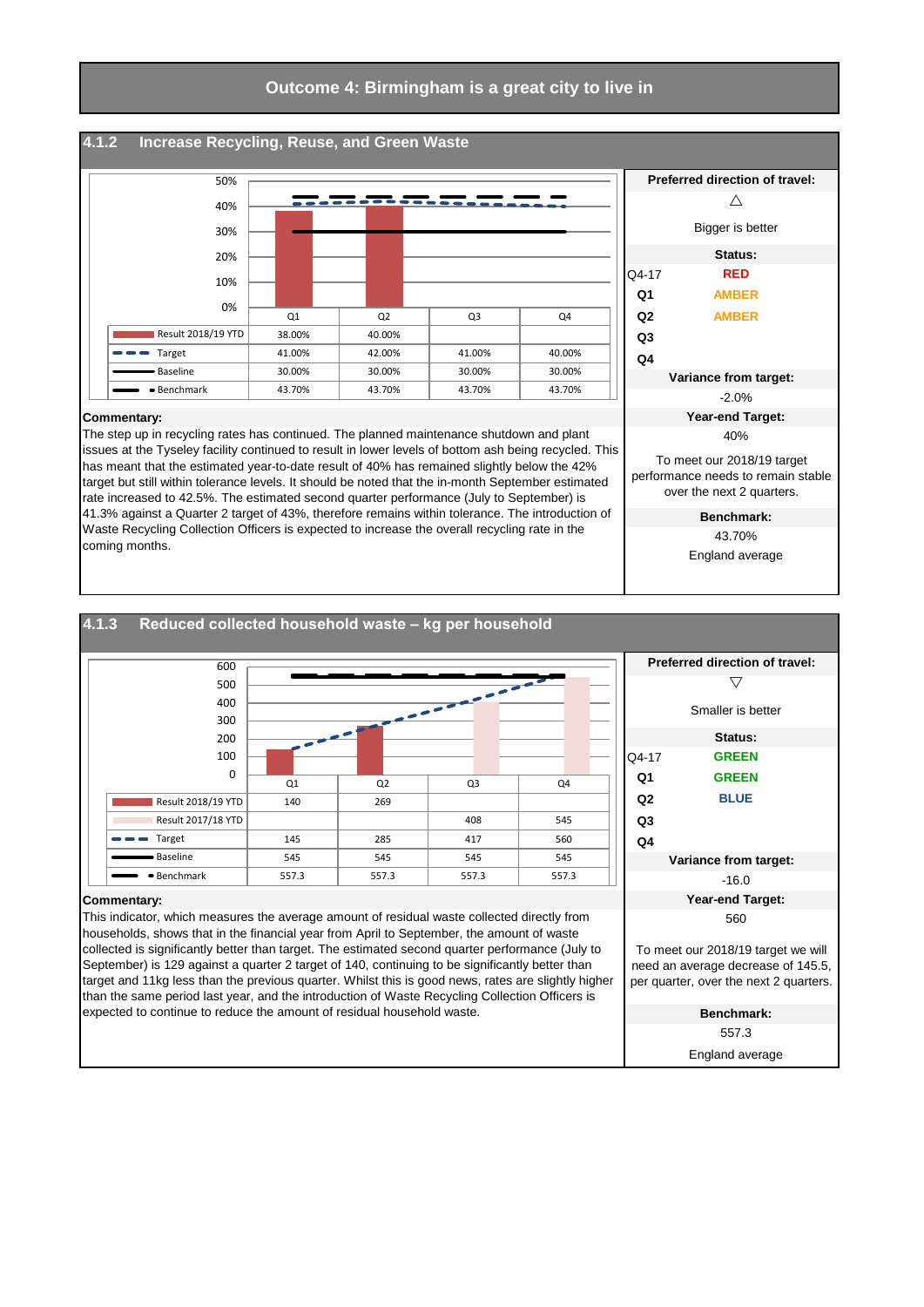# Outcome 4: Birmingham is a great city to live in

## 4.1.2 Increase Recycling, Reuse, and Green Waste

| | Q1 | Q2 | Q3 | Q4 |
|---|---|---|---|---|
| Result 2018/19 YTD | 38.00% | 40.00% | | |
| Target | 41.00% | 42.00% | 41.00% | 40.00% |
| Baseline | 30.00% | 30.00% | 30.00% | 30.00% |
| Benchmark | 43.70% | 43.70% | 43.70% | 43.70% |

**Preferred direction of travel:** △ Bigger is better

**Status:**

| | |
|---|---|
| Q4-17 | RED |
| Q1 | AMBER |
| Q2 | AMBER |
| Q3 | |
| Q4 | |

**Variance from target:** -2.0%

**Year-end Target:** 40%

To meet our 2018/19 target performance needs to remain stable over the next 2 quarters.

**Benchmark:** 43.70%

England average

**Commentary:**

The step up in recycling rates has continued. The planned maintenance shutdown and plant issues at the Tyseley facility continued to result in lower levels of bottom ash being recycled. This has meant that the estimated year-to-date result of 40% has remained slightly below the 42% target but still within tolerance levels. It should be noted that the in-month September estimated rate increased to 42.5%. The estimated second quarter performance (July to September) is 41.3% against a Quarter 2 target of 43%, therefore remains within tolerance. The introduction of Waste Recycling Collection Officers is expected to increase the overall recycling rate in the coming months.

## 4.1.3 Reduced collected household waste – kg per household

| | Q1 | Q2 | Q3 | Q4 |
|---|---|---|---|---|
| Result 2018/19 YTD | 140 | 269 | | |
| Result 2017/18 YTD | | | 408 | 545 |
| Target | 145 | 285 | 417 | 560 |
| Baseline | 545 | 545 | 545 | 545 |
| Benchmark | 557.3 | 557.3 | 557.3 | 557.3 |

**Preferred direction of travel:** ▽ Smaller is better

**Status:**

| | |
|---|---|
| Q4-17 | GREEN |
| Q1 | GREEN |
| Q2 | BLUE |
| Q3 | |
| Q4 | |

**Variance from target:** -16.0

**Year-end Target:** 560

To meet our 2018/19 target we will need an average decrease of 145.5, per quarter, over the next 2 quarters.

**Benchmark:** 557.3

England average

**Commentary:**

This indicator, which measures the average amount of residual waste collected directly from households, shows that in the financial year from April to September, the amount of waste collected is significantly better than target. The estimated second quarter performance (July to September) is 129 against a quarter 2 target of 140, continuing to be significantly better than target and 11kg less than the previous quarter. Whilst this is good news, rates are slightly higher than the same period last year, and the introduction of Waste Recycling Collection Officers is expected to continue to reduce the amount of residual household waste.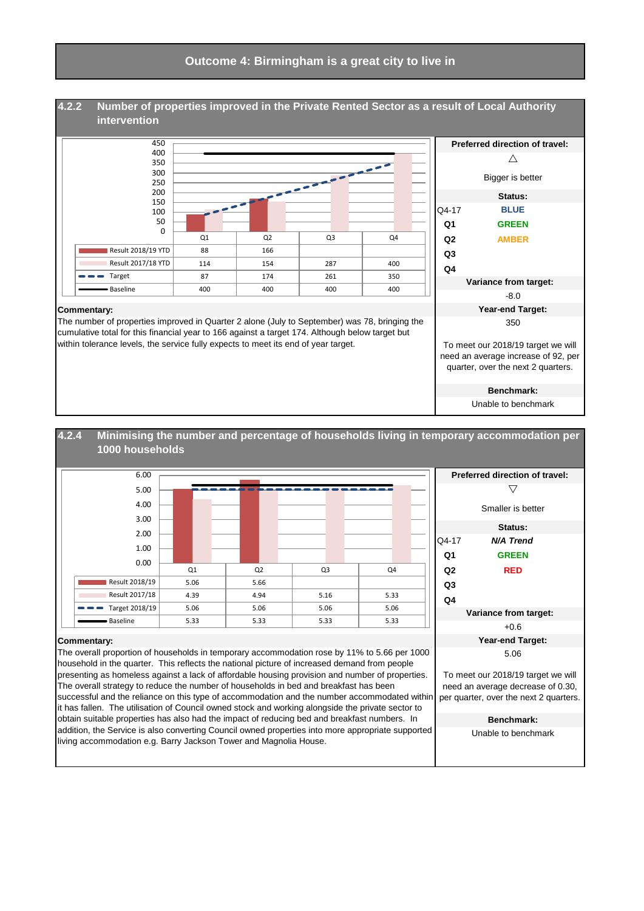# Outcome 4: Birmingham is a great city to live in

## 4.2.2 Number of properties improved in the Private Rented Sector as a result of Local Authority intervention

| | Q1 | Q2 | Q3 | Q4 |
|---|---|---|---|---|
| Result 2018/19 YTD | 88 | 166 | | |
| Result 2017/18 YTD | 114 | 154 | 287 | 400 |
| Target | 87 | 174 | 261 | 350 |
| Baseline | 400 | 400 | 400 | 400 |

**Commentary:**
The number of properties improved in Quarter 2 alone (July to September) was 78, bringing the cumulative total for this financial year to 166 against a target 174. Although below target but within tolerance levels, the service fully expects to meet its end of year target.

**Preferred direction of travel:**
△
Bigger is better

**Status:**

| | |
|---|---|
| Q4-17 | BLUE |
| Q1 | GREEN |
| Q2 | AMBER |
| Q3 | |
| Q4 | |

**Variance from target:**
-8.0

**Year-end Target:**
350

To meet our 2018/19 target we will need an average increase of 92, per quarter, over the next 2 quarters.

**Benchmark:**
Unable to benchmark

## 4.2.4 Minimising the number and percentage of households living in temporary accommodation per 1000 households

| | Q1 | Q2 | Q3 | Q4 |
|---|---|---|---|---|
| Result 2018/19 | 5.06 | 5.66 | | |
| Result 2017/18 | 4.39 | 4.94 | 5.16 | 5.33 |
| Target 2018/19 | 5.06 | 5.06 | 5.06 | 5.06 |
| Baseline | 5.33 | 5.33 | 5.33 | 5.33 |

**Commentary:**
The overall proportion of households in temporary accommodation rose by 11% to 5.66 per 1000 household in the quarter. This reflects the national picture of increased demand from people presenting as homeless against a lack of affordable housing provision and number of properties. The overall strategy to reduce the number of households in bed and breakfast has been successful and the reliance on this type of accommodation and the number accommodated within it has fallen. The utilisation of Council owned stock and working alongside the private sector to obtain suitable properties has also had the impact of reducing bed and breakfast numbers. In addition, the Service is also converting Council owned properties into more appropriate supported living accommodation e.g. Barry Jackson Tower and Magnolia House.

**Preferred direction of travel:**
▽
Smaller is better

**Status:**

| | |
|---|---|
| Q4-17 | *N/A Trend* |
| Q1 | GREEN |
| Q2 | RED |
| Q3 | |
| Q4 | |

**Variance from target:**
+0.6

**Year-end Target:**
5.06

To meet our 2018/19 target we will need an average decrease of 0.30, per quarter, over the next 2 quarters.

**Benchmark:**
Unable to benchmark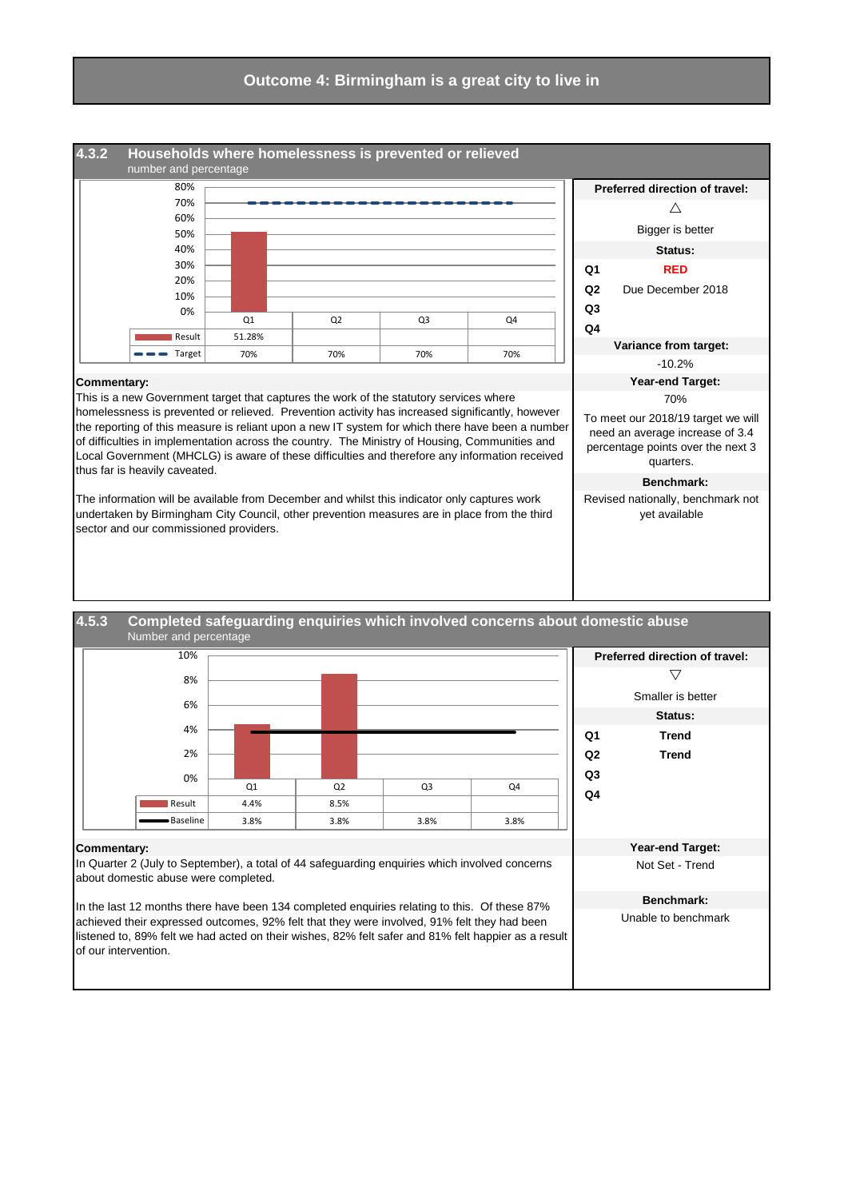# Outcome 4: Birmingham is a great city to live in

## 4.3.2 Households where homelessness is prevented or relieved

number and percentage

| | Q1 | Q2 | Q3 | Q4 |
|---|---|---|---|---|
| Result | 51.28% | | | |
| Target | 70% | 70% | 70% | 70% |

**Preferred direction of travel:**

△

Bigger is better

**Status:**

- **Q1** RED
- **Q2** Due December 2018
- **Q3**
- **Q4**

**Variance from target:**

-10.2%

**Year-end Target:**

70%

To meet our 2018/19 target we will need an average increase of 3.4 percentage points over the next 3 quarters.

**Benchmark:**

Revised nationally, benchmark not yet available

**Commentary:**

This is a new Government target that captures the work of the statutory services where homelessness is prevented or relieved. Prevention activity has increased significantly, however the reporting of this measure is reliant upon a new IT system for which there have been a number of difficulties in implementation across the country. The Ministry of Housing, Communities and Local Government (MHCLG) is aware of these difficulties and therefore any information received thus far is heavily caveated.

The information will be available from December and whilst this indicator only captures work undertaken by Birmingham City Council, other prevention measures are in place from the third sector and our commissioned providers.

## 4.5.3 Completed safeguarding enquiries which involved concerns about domestic abuse

Number and percentage

| | Q1 | Q2 | Q3 | Q4 |
|---|---|---|---|---|
| Result | 4.4% | 8.5% | | |
| Baseline | 3.8% | 3.8% | 3.8% | 3.8% |

**Preferred direction of travel:**

▽

Smaller is better

**Status:**

- **Q1** Trend
- **Q2** Trend
- **Q3**
- **Q4**

**Year-end Target:**

Not Set - Trend

**Benchmark:**

Unable to benchmark

**Commentary:**

In Quarter 2 (July to September), a total of 44 safeguarding enquiries which involved concerns about domestic abuse were completed.

In the last 12 months there have been 134 completed enquiries relating to this. Of these 87% achieved their expressed outcomes, 92% felt that they were involved, 91% felt they had been listened to, 89% felt we had acted on their wishes, 82% felt safer and 81% felt happier as a result of our intervention.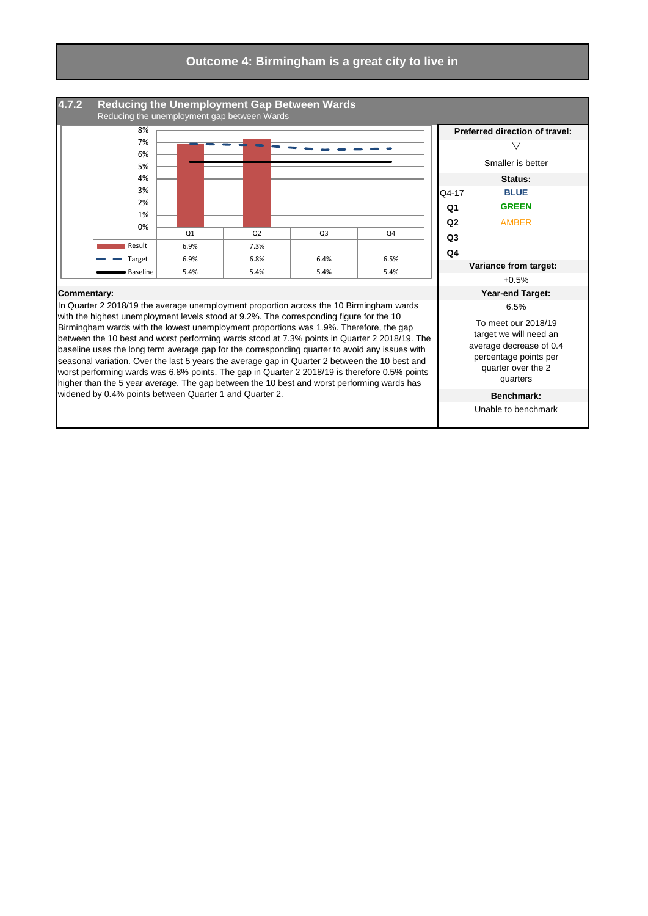# Outcome 4: Birmingham is a great city to live in

## 4.7.2 Reducing the Unemployment Gap Between Wards

Reducing the unemployment gap between Wards

8%
7%
6%
5%
4%
3%
2%
1%
0%

Q1 Q2 Q3 Q4

Result: 6.9% 7.3%
Target: 6.9% 6.8% 6.4% 6.5%
Baseline: 5.4% 5.4% 5.4% 5.4%

**Preferred direction of travel:**

▽

Smaller is better

**Status:**

| | |
|---|---|
| Q4-17 | **BLUE** |
| **Q1** | **GREEN** |
| **Q2** | AMBER |
| **Q3** | |
| **Q4** | |

**Variance from target:**

+0.5%

**Year-end Target:**

6.5%

To meet our 2018/19 target we will need an average decrease of 0.4 percentage points per quarter over the 2 quarters

**Benchmark:**

Unable to benchmark

**Commentary:**

In Quarter 2 2018/19 the average unemployment proportion across the 10 Birmingham wards with the highest unemployment levels stood at 9.2%. The corresponding figure for the 10 Birmingham wards with the lowest unemployment proportions was 1.9%. Therefore, the gap between the 10 best and worst performing wards stood at 7.3% points in Quarter 2 2018/19. The baseline uses the long term average gap for the corresponding quarter to avoid any issues with seasonal variation. Over the last 5 years the average gap in Quarter 2 between the 10 best and worst performing wards was 6.8% points. The gap in Quarter 2 2018/19 is therefore 0.5% points higher than the 5 year average. The gap between the 10 best and worst performing wards has widened by 0.4% points between Quarter 1 and Quarter 2.